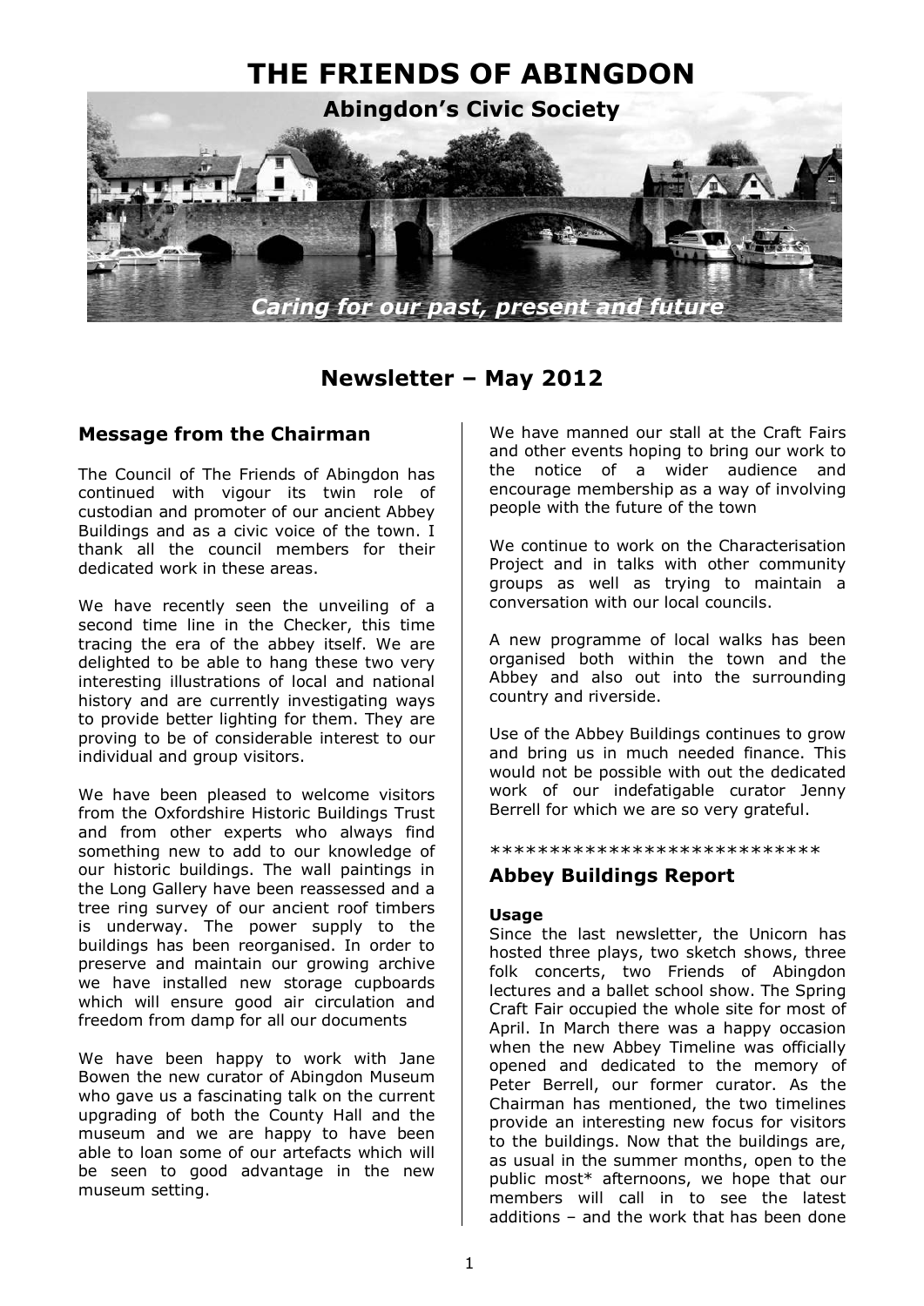# THE FRIENDS OF ABINGDON

**Abingdon's Civic Society**

*Caring for our past, present and future*

## Newsletter – May 2012

### Message from the Chairman

The Council of The Friends of Abingdon has continued with vigour its twin role of custodian and promoter of our ancient Abbey Buildings and as a civic voice of the town. I thank all the council members for their dedicated work in these areas.

We have recently seen the unveiling of a second time line in the Checker, this time tracing the era of the abbey itself. We are delighted to be able to hang these two very interesting illustrations of local and national history and are currently investigating ways to provide better lighting for them. They are proving to be of considerable interest to our individual and group visitors.

We have been pleased to welcome visitors from the Oxfordshire Historic Buildings Trust and from other experts who always find something new to add to our knowledge of our historic buildings. The wall paintings in the Long Gallery have been reassessed and a tree ring survey of our ancient roof timbers is underway. The power supply to the buildings has been reorganised. In order to preserve and maintain our growing archive we have installed new storage cupboards which will ensure good air circulation and freedom from damp for all our documents

We have been happy to work with Jane Bowen the new curator of Abingdon Museum who gave us a fascinating talk on the current upgrading of both the County Hall and the museum and we are happy to have been able to loan some of our artefacts which will be seen to good advantage in the new museum setting.

We have manned our stall at the Craft Fairs and other events hoping to bring our work to the notice of a wider audience and encourage membership as a way of involving people with the future of the town

We continue to work on the Characterisation Project and in talks with other community groups as well as trying to maintain a conversation with our local councils.

A new programme of local walks has been organised both within the town and the Abbey and also out into the surrounding country and riverside.

Use of the Abbey Buildings continues to grow and bring us in much needed finance. This would not be possible with out the dedicated work of our indefatigable curator Jenny Berrell for which we are so very grateful.

****************************

### Abbey Buildings Report

**Usage**

Since the last newsletter, the Unicorn has hosted three plays, two sketch shows, three folk concerts, two Friends of Abingdon lectures and a ballet school show. The Spring Craft Fair occupied the whole site for most of April. In March there was a happy occasion when the new Abbey Timeline was officially opened and dedicated to the memory of Peter Berrell, our former curator. As the Chairman has mentioned, the two timelines provide an interesting new focus for visitors to the buildings. Now that the buildings are, as usual in the summer months, open to the public most* afternoons, we hope that our members will call in to see the latest additions – and the work that has been done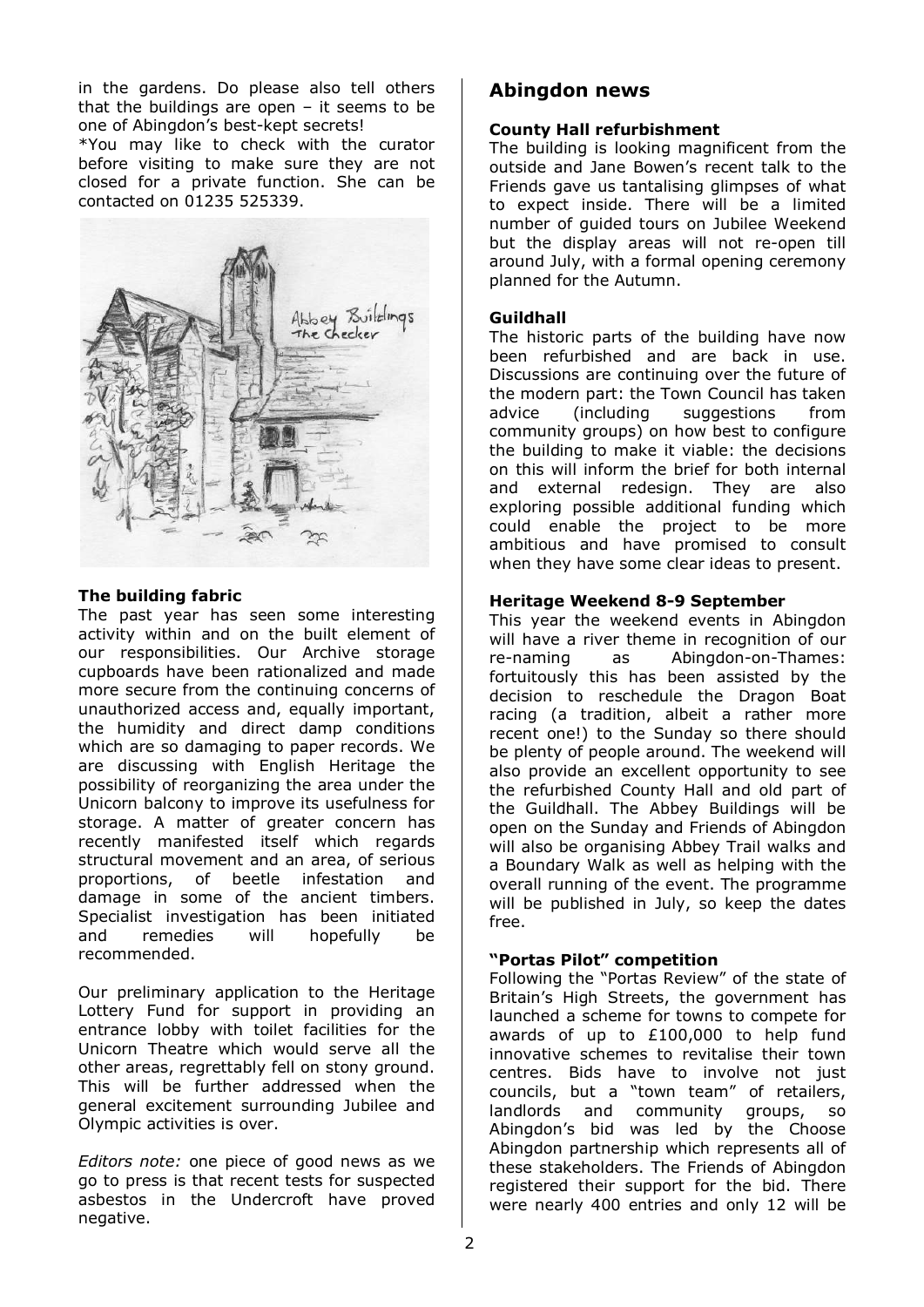in the gardens. Do please also tell others that the buildings are open – it seems to be one of Abingdon's best-kept secrets!

*You may like to check with the curator before visiting to make sure they are not closed for a private function. She can be contacted on 01235 525339.

### The building fabric

The past year has seen some interesting activity within and on the built element of our responsibilities. Our Archive storage cupboards have been rationalized and made more secure from the continuing concerns of unauthorized access and, equally important, the humidity and direct damp conditions which are so damaging to paper records. We are discussing with English Heritage the possibility of reorganizing the area under the Unicorn balcony to improve its usefulness for storage. A matter of greater concern has recently manifested itself which regards structural movement and an area, of serious proportions, of beetle infestation and damage in some of the ancient timbers. Specialist investigation has been initiated and remedies will hopefully be recommended.

Our preliminary application to the Heritage Lottery Fund for support in providing an entrance lobby with toilet facilities for the Unicorn Theatre which would serve all the other areas, regrettably fell on stony ground. This will be further addressed when the general excitement surrounding Jubilee and Olympic activities is over.

*Editors note:* one piece of good news as we go to press is that recent tests for suspected asbestos in the Undercroft have proved negative.

## Abingdon news

### County Hall refurbishment

The building is looking magnificent from the outside and Jane Bowen's recent talk to the Friends gave us tantalising glimpses of what to expect inside. There will be a limited number of guided tours on Jubilee Weekend but the display areas will not re-open till around July, with a formal opening ceremony planned for the Autumn.

### Guildhall

The historic parts of the building have now been refurbished and are back in use. Discussions are continuing over the future of the modern part: the Town Council has taken advice (including suggestions from community groups) on how best to configure the building to make it viable: the decisions on this will inform the brief for both internal and external redesign. They are also exploring possible additional funding which could enable the project to be more ambitious and have promised to consult when they have some clear ideas to present.

### Heritage Weekend 8-9 September

This year the weekend events in Abingdon will have a river theme in recognition of our re-naming as Abingdon-on-Thames: fortuitously this has been assisted by the decision to reschedule the Dragon Boat racing (a tradition, albeit a rather more recent one!) to the Sunday so there should be plenty of people around. The weekend will also provide an excellent opportunity to see the refurbished County Hall and old part of the Guildhall. The Abbey Buildings will be open on the Sunday and Friends of Abingdon will also be organising Abbey Trail walks and a Boundary Walk as well as helping with the overall running of the event. The programme will be published in July, so keep the dates free.

### "Portas Pilot" competition

Following the "Portas Review" of the state of Britain's High Streets, the government has launched a scheme for towns to compete for awards of up to £100,000 to help fund innovative schemes to revitalise their town centres. Bids have to involve not just councils, but a "town team" of retailers, landlords and community groups, so Abingdon's bid was led by the Choose Abingdon partnership which represents all of these stakeholders. The Friends of Abingdon registered their support for the bid. There were nearly 400 entries and only 12 will be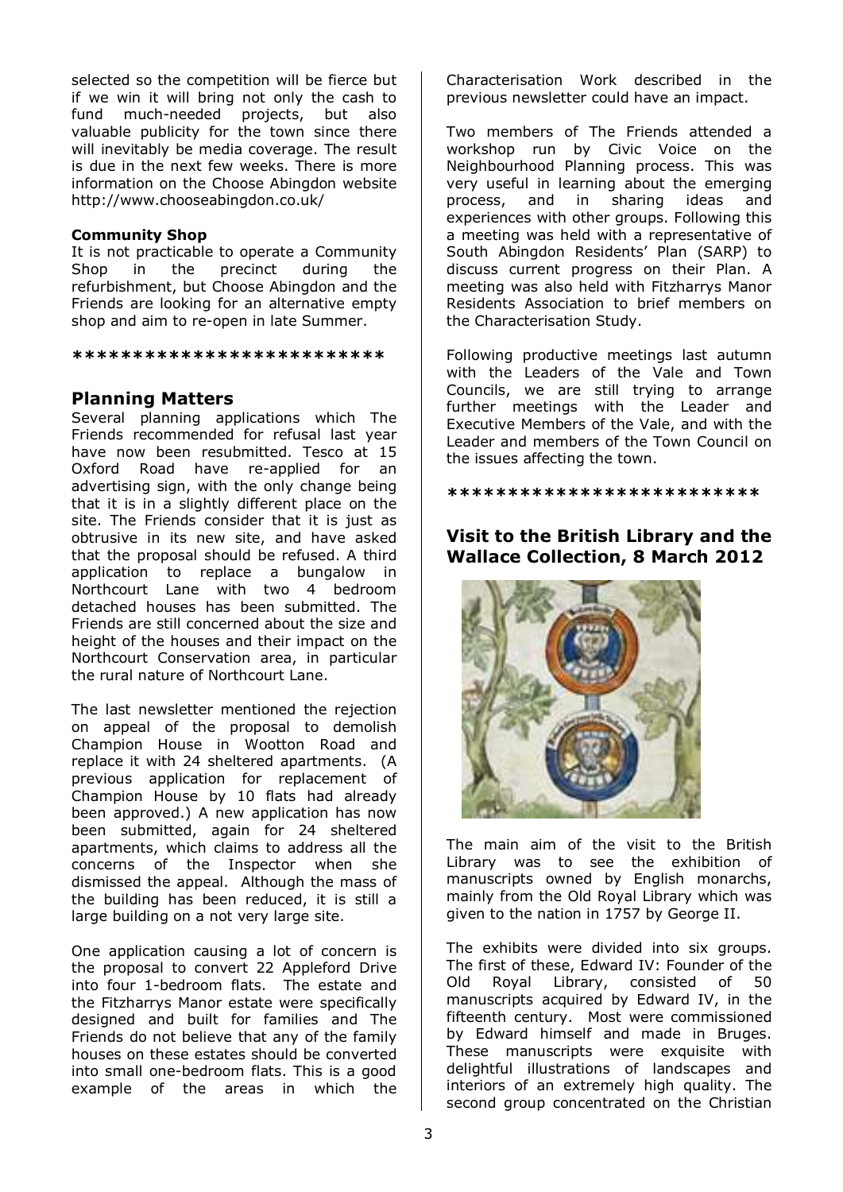selected so the competition will be fierce but if we win it will bring not only the cash to fund much-needed projects, but also valuable publicity for the town since there will inevitably be media coverage. The result is due in the next few weeks. There is more information on the Choose Abingdon website http://www.chooseabingdon.co.uk/

**Community Shop**

It is not practicable to operate a Community Shop in the precinct during the refurbishment, but Choose Abingdon and the Friends are looking for an alternative empty shop and aim to re-open in late Summer.

*************************

## Planning Matters

Several planning applications which The Friends recommended for refusal last year have now been resubmitted. Tesco at 15 Oxford Road have re-applied for an advertising sign, with the only change being that it is in a slightly different place on the site. The Friends consider that it is just as obtrusive in its new site, and have asked that the proposal should be refused. A third application to replace a bungalow in Northcourt Lane with two 4 bedroom detached houses has been submitted. The Friends are still concerned about the size and height of the houses and their impact on the Northcourt Conservation area, in particular the rural nature of Northcourt Lane.

The last newsletter mentioned the rejection on appeal of the proposal to demolish Champion House in Wootton Road and replace it with 24 sheltered apartments. (A previous application for replacement of Champion House by 10 flats had already been approved.) A new application has now been submitted, again for 24 sheltered apartments, which claims to address all the concerns of the Inspector when she dismissed the appeal. Although the mass of the building has been reduced, it is still a large building on a not very large site.

One application causing a lot of concern is the proposal to convert 22 Appleford Drive into four 1-bedroom flats. The estate and the Fitzharrys Manor estate were specifically designed and built for families and The Friends do not believe that any of the family houses on these estates should be converted into small one-bedroom flats. This is a good example of the areas in which the Characterisation Work described in the previous newsletter could have an impact.

Two members of The Friends attended a workshop run by Civic Voice on the Neighbourhood Planning process. This was very useful in learning about the emerging process, and in sharing ideas and experiences with other groups. Following this a meeting was held with a representative of South Abingdon Residents' Plan (SARP) to discuss current progress on their Plan. A meeting was also held with Fitzharrys Manor Residents Association to brief members on the Characterisation Study.

Following productive meetings last autumn with the Leaders of the Vale and Town Councils, we are still trying to arrange further meetings with the Leader and Executive Members of the Vale, and with the Leader and members of the Town Council on the issues affecting the town.

*************************

## Visit to the British Library and the Wallace Collection, 8 March 2012

The main aim of the visit to the British Library was to see the exhibition of manuscripts owned by English monarchs, mainly from the Old Royal Library which was given to the nation in 1757 by George II.

The exhibits were divided into six groups. The first of these, Edward IV: Founder of the Old Royal Library, consisted of 50 manuscripts acquired by Edward IV, in the fifteenth century. Most were commissioned by Edward himself and made in Bruges. These manuscripts were exquisite with delightful illustrations of landscapes and interiors of an extremely high quality. The second group concentrated on the Christian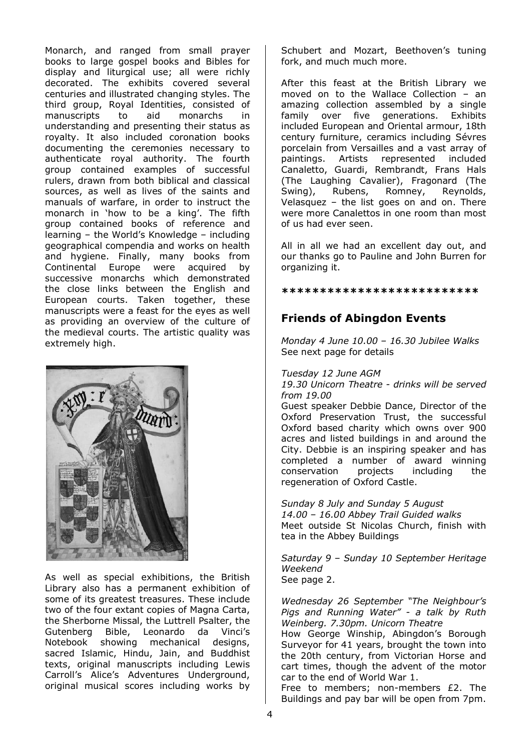Monarch, and ranged from small prayer books to large gospel books and Bibles for display and liturgical use; all were richly decorated. The exhibits covered several centuries and illustrated changing styles. The third group, Royal Identities, consisted of manuscripts to aid monarchs in understanding and presenting their status as royalty. It also included coronation books documenting the ceremonies necessary to authenticate royal authority. The fourth group contained examples of successful rulers, drawn from both biblical and classical sources, as well as lives of the saints and manuals of warfare, in order to instruct the monarch in 'how to be a king'. The fifth group contained books of reference and learning – the World's Knowledge – including geographical compendia and works on health and hygiene. Finally, many books from Continental Europe were acquired by successive monarchs which demonstrated the close links between the English and European courts. Taken together, these manuscripts were a feast for the eyes as well as providing an overview of the culture of the medieval courts. The artistic quality was extremely high.

As well as special exhibitions, the British Library also has a permanent exhibition of some of its greatest treasures. These include two of the four extant copies of Magna Carta, the Sherborne Missal, the Luttrell Psalter, the Gutenberg Bible, Leonardo da Vinci's Notebook showing mechanical designs, sacred Islamic, Hindu, Jain, and Buddhist texts, original manuscripts including Lewis Carroll's Alice's Adventures Underground, original musical scores including works by Schubert and Mozart, Beethoven's tuning fork, and much much more.

After this feast at the British Library we moved on to the Wallace Collection – an amazing collection assembled by a single family over five generations. Exhibits included European and Oriental armour, 18th century furniture, ceramics including Sévres porcelain from Versailles and a vast array of paintings. Artists represented included Canaletto, Guardi, Rembrandt, Frans Hals (The Laughing Cavalier), Fragonard (The Swing), Rubens, Romney, Reynolds, Velasquez – the list goes on and on. There were more Canalettos in one room than most of us had ever seen.

All in all we had an excellent day out, and our thanks go to Pauline and John Burren for organizing it.

*************************

## Friends of Abingdon Events

*Monday 4 June 10.00 – 16.30 Jubilee Walks*
See next page for details

*Tuesday 12 June AGM*
*19.30 Unicorn Theatre - drinks will be served from 19.00*
Guest speaker Debbie Dance, Director of the Oxford Preservation Trust, the successful Oxford based charity which owns over 900 acres and listed buildings in and around the City. Debbie is an inspiring speaker and has completed a number of award winning conservation projects including the regeneration of Oxford Castle.

*Sunday 8 July and Sunday 5 August*
*14.00 – 16.00 Abbey Trail Guided walks*
Meet outside St Nicolas Church, finish with tea in the Abbey Buildings

*Saturday 9 – Sunday 10 September Heritage Weekend*
See page 2.

*Wednesday 26 September "The Neighbour's Pigs and Running Water" - a talk by Ruth Weinberg. 7.30pm. Unicorn Theatre*
How George Winship, Abingdon's Borough Surveyor for 41 years, brought the town into the 20th century, from Victorian Horse and cart times, though the advent of the motor car to the end of World War 1.
Free to members; non-members £2. The Buildings and pay bar will be open from 7pm.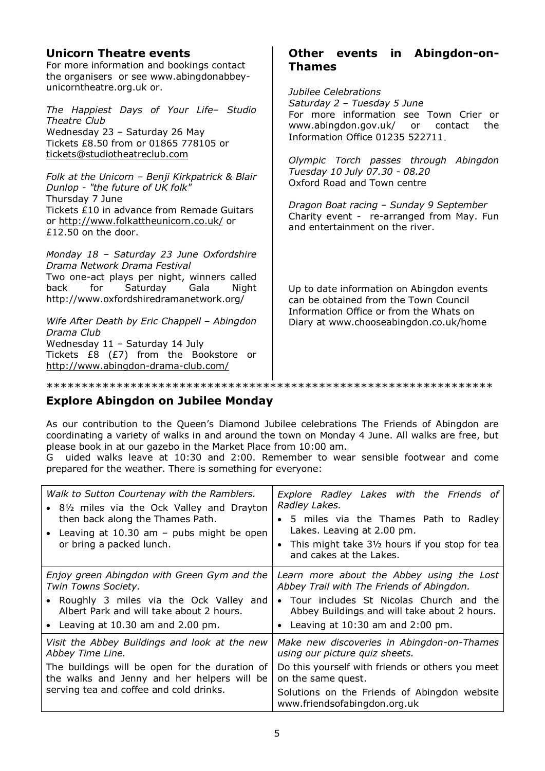## Unicorn Theatre events

For more information and bookings contact the organisers or see www.abingdonabbey-unicorntheatre.org.uk or.

*The Happiest Days of Your Life– Studio Theatre Club*
Wednesday 23 – Saturday 26 May
Tickets £8.50 from or 01865 778105 or tickets@studiotheatreclub.com

*Folk at the Unicorn – Benji Kirkpatrick & Blair Dunlop - "the future of UK folk"*
Thursday 7 June
Tickets £10 in advance from Remade Guitars or http://www.folkattheunicorn.co.uk/ or £12.50 on the door.

*Monday 18 – Saturday 23 June Oxfordshire Drama Network Drama Festival*
Two one-act plays per night, winners called back for Saturday Gala Night http://www.oxfordshiredramanetwork.org/

*Wife After Death by Eric Chappell – Abingdon Drama Club*
Wednesday 11 – Saturday 14 July
Tickets £8 (£7) from the Bookstore or http://www.abingdon-drama-club.com/

## Other events in Abingdon-on-Thames

*Jubilee Celebrations*
*Saturday 2 – Tuesday 5 June*
For more information see Town Crier or www.abingdon.gov.uk/ or contact the Information Office 01235 522711.

*Olympic Torch passes through Abingdon Tuesday 10 July 07.30 - 08.20*
Oxford Road and Town centre

*Dragon Boat racing – Sunday 9 September*
Charity event - re-arranged from May. Fun and entertainment on the river.

Up to date information on Abingdon events can be obtained from the Town Council Information Office or from the Whats on Diary at www.chooseabingdon.co.uk/home

***************************************************************

## Explore Abingdon on Jubilee Monday

As our contribution to the Queen's Diamond Jubilee celebrations The Friends of Abingdon are coordinating a variety of walks in and around the town on Monday 4 June. All walks are free, but please book in at our gazebo in the Market Place from 10:00 am.

G uided walks leave at 10:30 and 2:00. Remember to wear sensible footwear and come prepared for the weather. There is something for everyone:

| | |
|---|---|
| *Walk to Sutton Courtenay with the Ramblers.*<br>• 8½ miles via the Ock Valley and Drayton then back along the Thames Path.<br>• Leaving at 10.30 am – pubs might be open or bring a packed lunch. | *Explore Radley Lakes with the Friends of Radley Lakes.*<br>• 5 miles via the Thames Path to Radley Lakes. Leaving at 2.00 pm.<br>• This might take 3½ hours if you stop for tea and cakes at the Lakes. |
| *Enjoy green Abingdon with Green Gym and the Twin Towns Society.*<br>• Roughly 3 miles via the Ock Valley and Albert Park and will take about 2 hours.<br>• Leaving at 10.30 am and 2.00 pm. | *Learn more about the Abbey using the Lost Abbey Trail with The Friends of Abingdon.*<br>• Tour includes St Nicolas Church and the Abbey Buildings and will take about 2 hours.<br>• Leaving at 10:30 am and 2:00 pm. |
| *Visit the Abbey Buildings and look at the new Abbey Time Line.*<br>The buildings will be open for the duration of the walks and Jenny and her helpers will be serving tea and coffee and cold drinks. | *Make new discoveries in Abingdon-on-Thames using our picture quiz sheets.*<br>Do this yourself with friends or others you meet on the same quest.<br>Solutions on the Friends of Abingdon website www.friendsofabingdon.org.uk |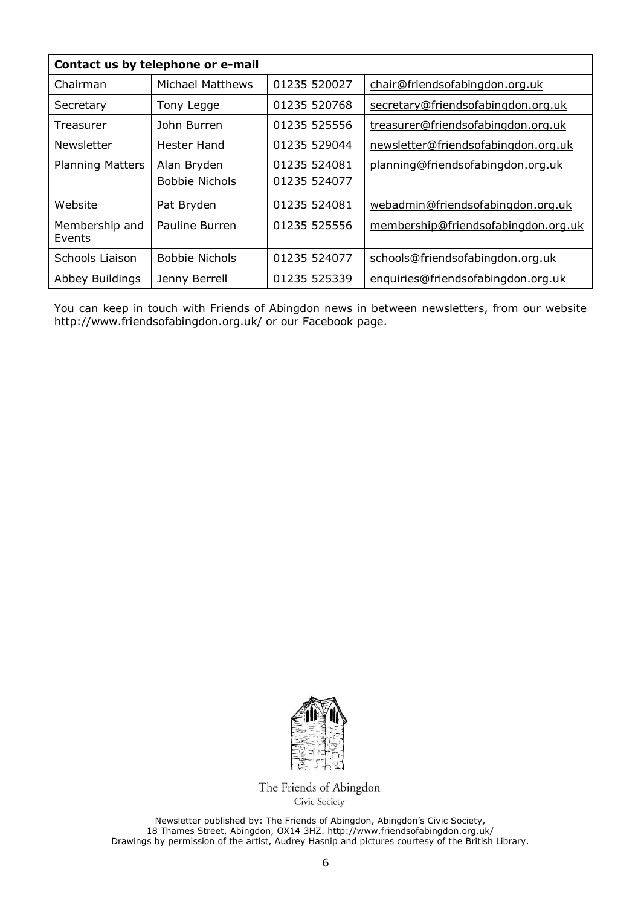| Contact us by telephone or e-mail | | | |
|---|---|---|---|
| Chairman | Michael Matthews | 01235 520027 | chair@friendsofabingdon.org.uk |
| Secretary | Tony Legge | 01235 520768 | secretary@friendsofabingdon.org.uk |
| Treasurer | John Burren | 01235 525556 | treasurer@friendsofabingdon.org.uk |
| Newsletter | Hester Hand | 01235 529044 | newsletter@friendsofabingdon.org.uk |
| Planning Matters | Alan Bryden<br>Bobbie Nichols | 01235 524081<br>01235 524077 | planning@friendsofabingdon.org.uk |
| Website | Pat Bryden | 01235 524081 | webadmin@friendsofabingdon.org.uk |
| Membership and Events | Pauline Burren | 01235 525556 | membership@friendsofabingdon.org.uk |
| Schools Liaison | Bobbie Nichols | 01235 524077 | schools@friendsofabingdon.org.uk |
| Abbey Buildings | Jenny Berrell | 01235 525339 | enquiries@friendsofabingdon.org.uk |

You can keep in touch with Friends of Abingdon news in between newsletters, from our website http://www.friendsofabingdon.org.uk/ or our Facebook page.

The Friends of Abingdon
Civic Society

Newsletter published by: The Friends of Abingdon, Abingdon's Civic Society, 18 Thames Street, Abingdon, OX14 3HZ. http://www.friendsofabingdon.org.uk/
Drawings by permission of the artist, Audrey Hasnip and pictures courtesy of the British Library.